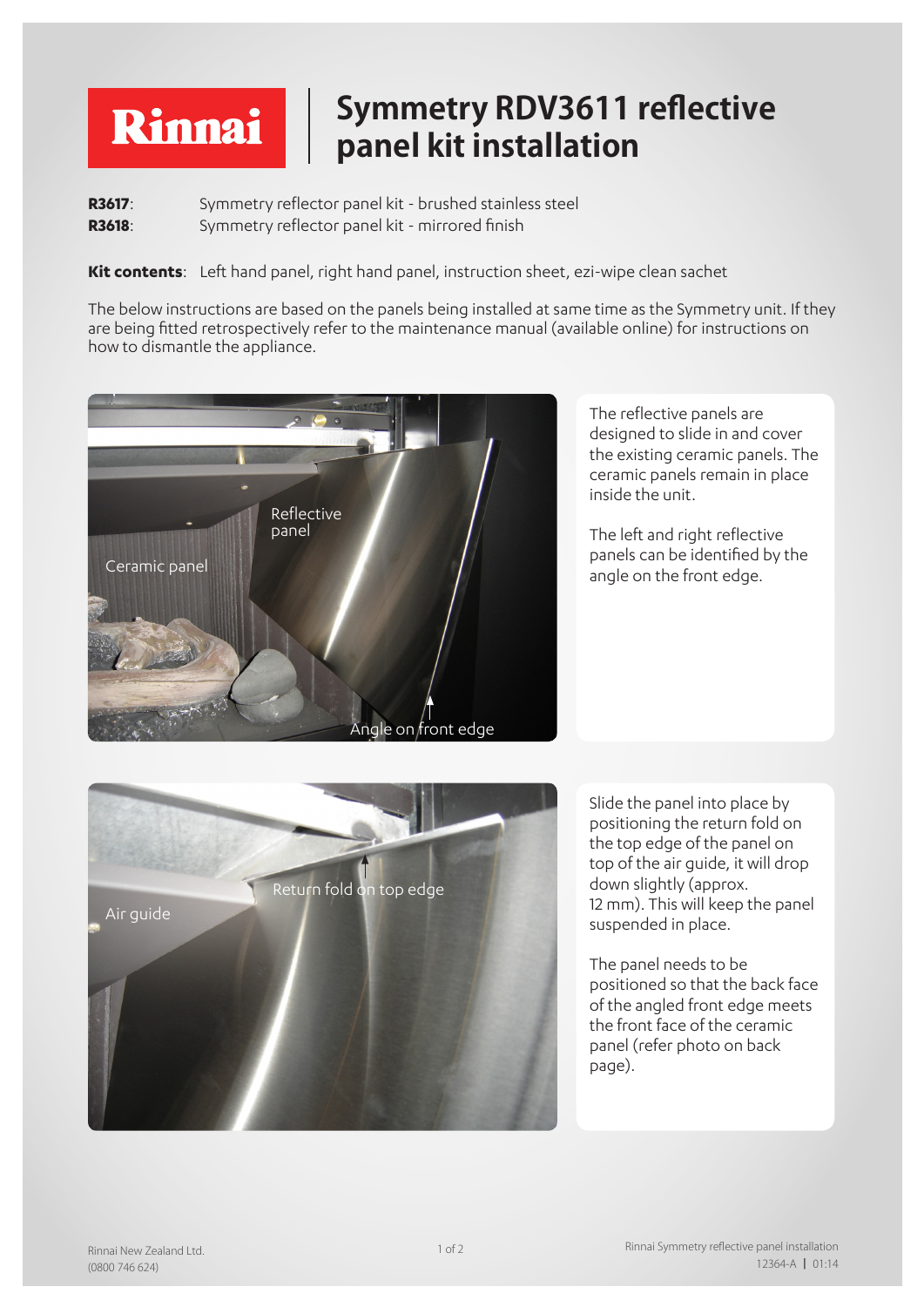# Symmetry RDV3611 reflective panel kit installation

**R3617**: Symmetry reflector panel kit - brushed stainless steel
**R3618**: Symmetry reflector panel kit - mirrored finish

**Kit contents**: Left hand panel, right hand panel, instruction sheet, ezi-wipe clean sachet

The below instructions are based on the panels being installed at same time as the Symmetry unit. If they are being fitted retrospectively refer to the maintenance manual (available online) for instructions on how to dismantle the appliance.

Reflective panel

Ceramic panel

Angle on front edge

The reflective panels are designed to slide in and cover the existing ceramic panels. The ceramic panels remain in place inside the unit.

The left and right reflective panels can be identified by the angle on the front edge.

Air guide

Return fold on top edge

Slide the panel into place by positioning the return fold on the top edge of the panel on top of the air guide, it will drop down slightly (approx. 12 mm). This will keep the panel suspended in place.

The panel needs to be positioned so that the back face of the angled front edge meets the front face of the ceramic panel (refer photo on back page).

Rinnai New Zealand Ltd.
(0800 746 624)

Rinnai Symmetry reflective panel installation
12364-A | 01:14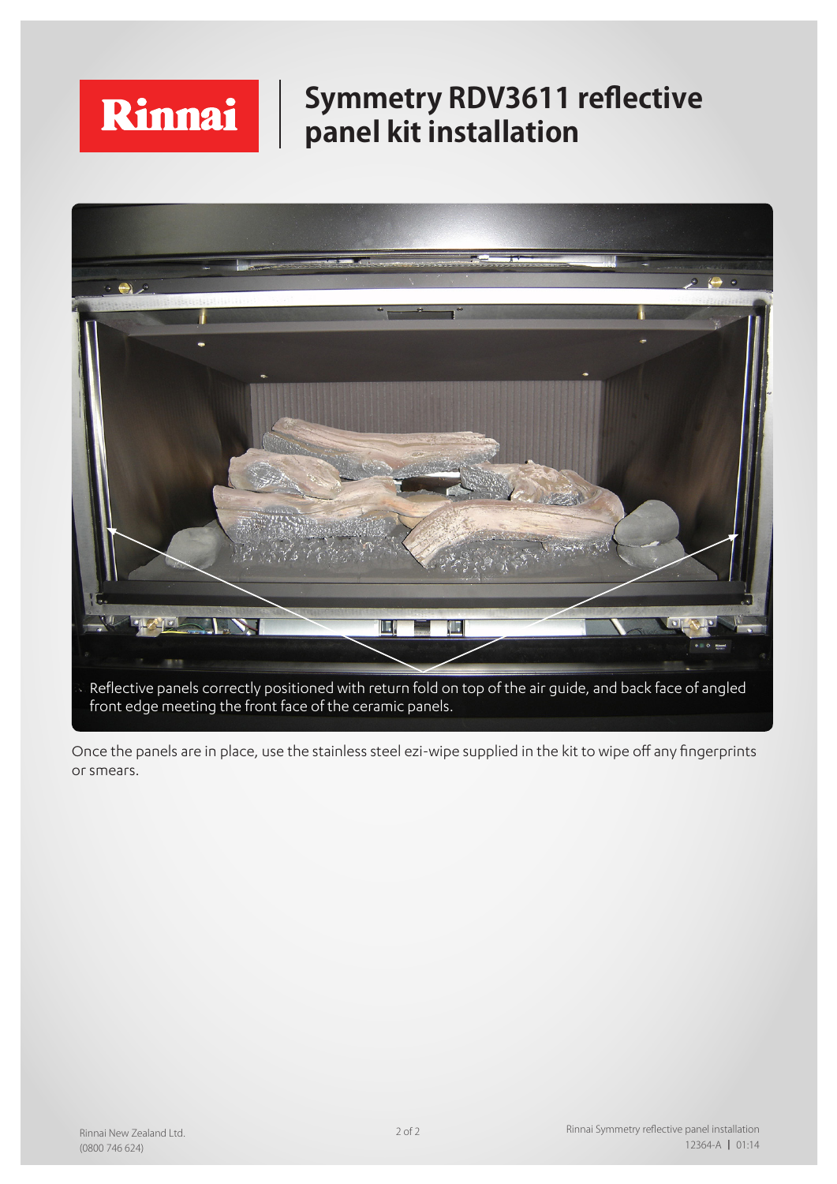# Symmetry RDV3611 reflective panel kit installation

Reflective panels correctly positioned with return fold on top of the air guide, and back face of angled front edge meeting the front face of the ceramic panels.

Once the panels are in place, use the stainless steel ezi-wipe supplied in the kit to wipe off any fingerprints or smears.

Rinnai New Zealand Ltd.
(0800 746 624)

Rinnai Symmetry reflective panel installation
12364-A | 01:14